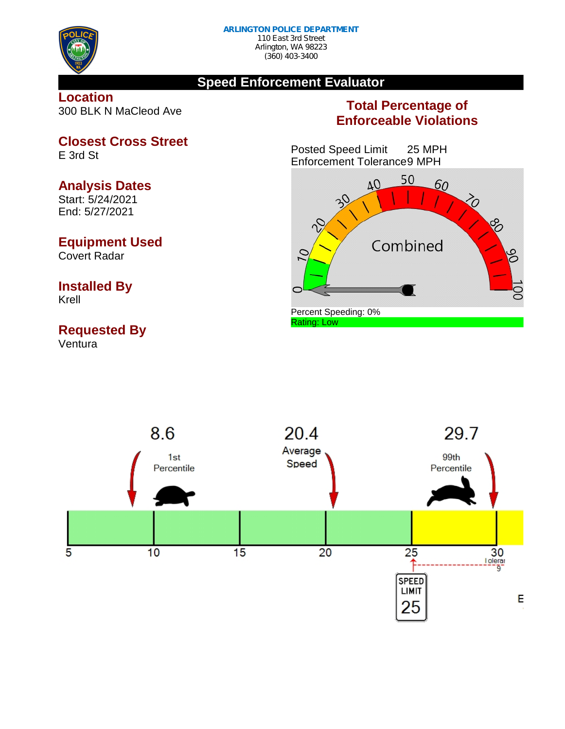**ARLINGTON POLICE DEPARTMENT**
110 East 3rd Street
Arlington, WA 98223
(360) 403-3400

# Speed Enforcement Evaluator

## Location
300 BLK N MaCleod Ave

## Closest Cross Street
E 3rd St

## Analysis Dates
Start: 5/24/2021
End: 5/27/2021

## Equipment Used
Covert Radar

## Installed By
Krell

## Requested By
Ventura

## Total Percentage of Enforceable Violations

Posted Speed Limit 25 MPH
Enforcement Tolerance 9 MPH

Combined

Percent Speeding: 0%
Rating: Low

8.6
1st Percentile

20.4
Average Speed

29.7
99th Percentile

5 10 15 20 25 30

Tolerance 9

SPEED LIMIT 25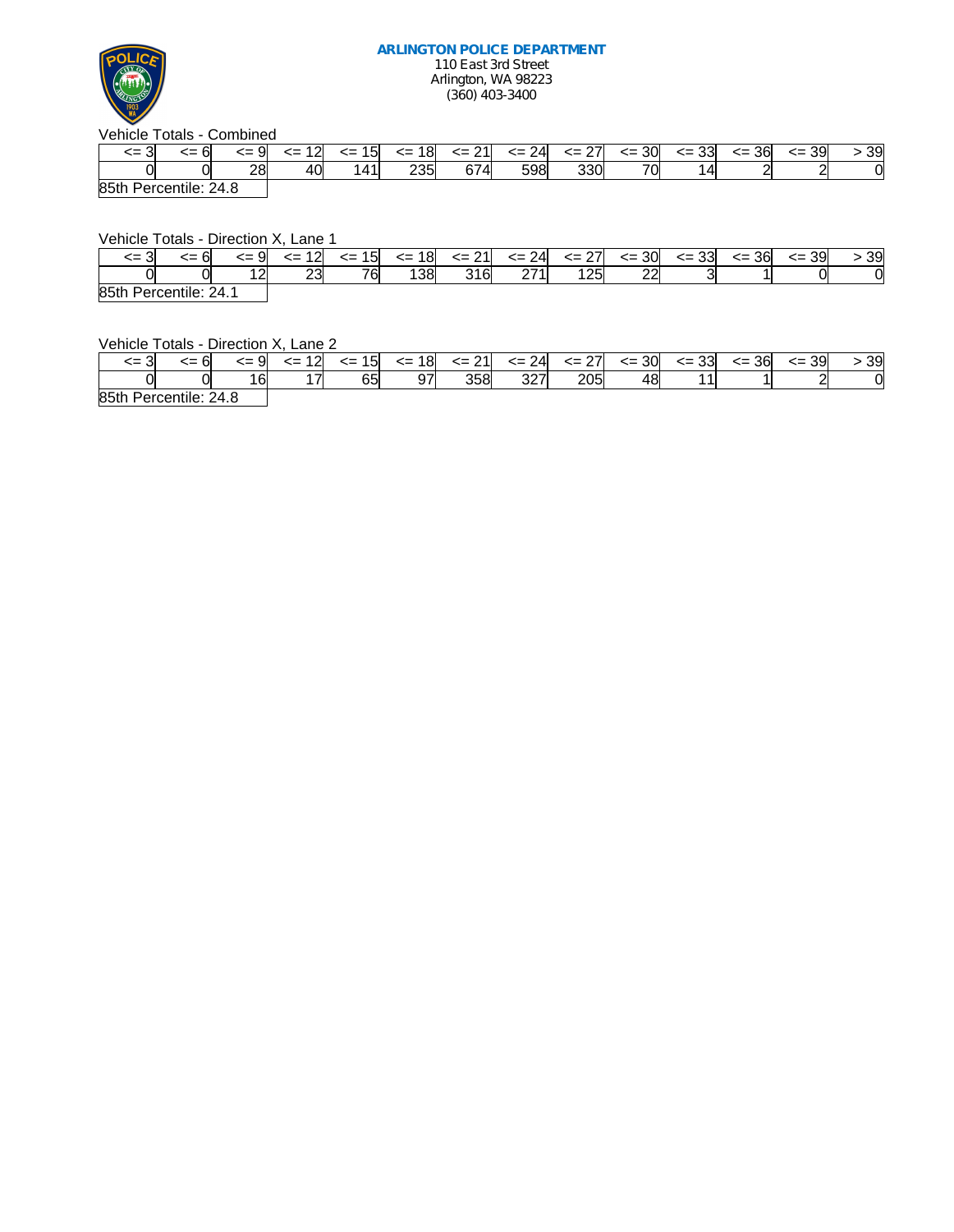**ARLINGTON POLICE DEPARTMENT**
110 East 3rd Street
Arlington, WA 98223
(360) 403-3400

Vehicle Totals - Combined

| <= 3 | <= 6 | <= 9 | <= 12 | <= 15 | <= 18 | <= 21 | <= 24 | <= 27 | <= 30 | <= 33 | <= 36 | <= 39 | > 39 |
|---|---|---|---|---|---|---|---|---|---|---|---|---|---|
| 0 | 0 | 28 | 40 | 141 | 235 | 674 | 598 | 330 | 70 | 14 | 2 | 2 | 0 |

85th Percentile: 24.8

Vehicle Totals - Direction X, Lane 1

| <= 3 | <= 6 | <= 9 | <= 12 | <= 15 | <= 18 | <= 21 | <= 24 | <= 27 | <= 30 | <= 33 | <= 36 | <= 39 | > 39 |
|---|---|---|---|---|---|---|---|---|---|---|---|---|---|
| 0 | 0 | 12 | 23 | 76 | 138 | 316 | 271 | 125 | 22 | 3 | 1 | 0 | 0 |

85th Percentile: 24.1

Vehicle Totals - Direction X, Lane 2

| <= 3 | <= 6 | <= 9 | <= 12 | <= 15 | <= 18 | <= 21 | <= 24 | <= 27 | <= 30 | <= 33 | <= 36 | <= 39 | > 39 |
|---|---|---|---|---|---|---|---|---|---|---|---|---|---|
| 0 | 0 | 16 | 17 | 65 | 97 | 358 | 327 | 205 | 48 | 11 | 1 | 2 | 0 |

85th Percentile: 24.8